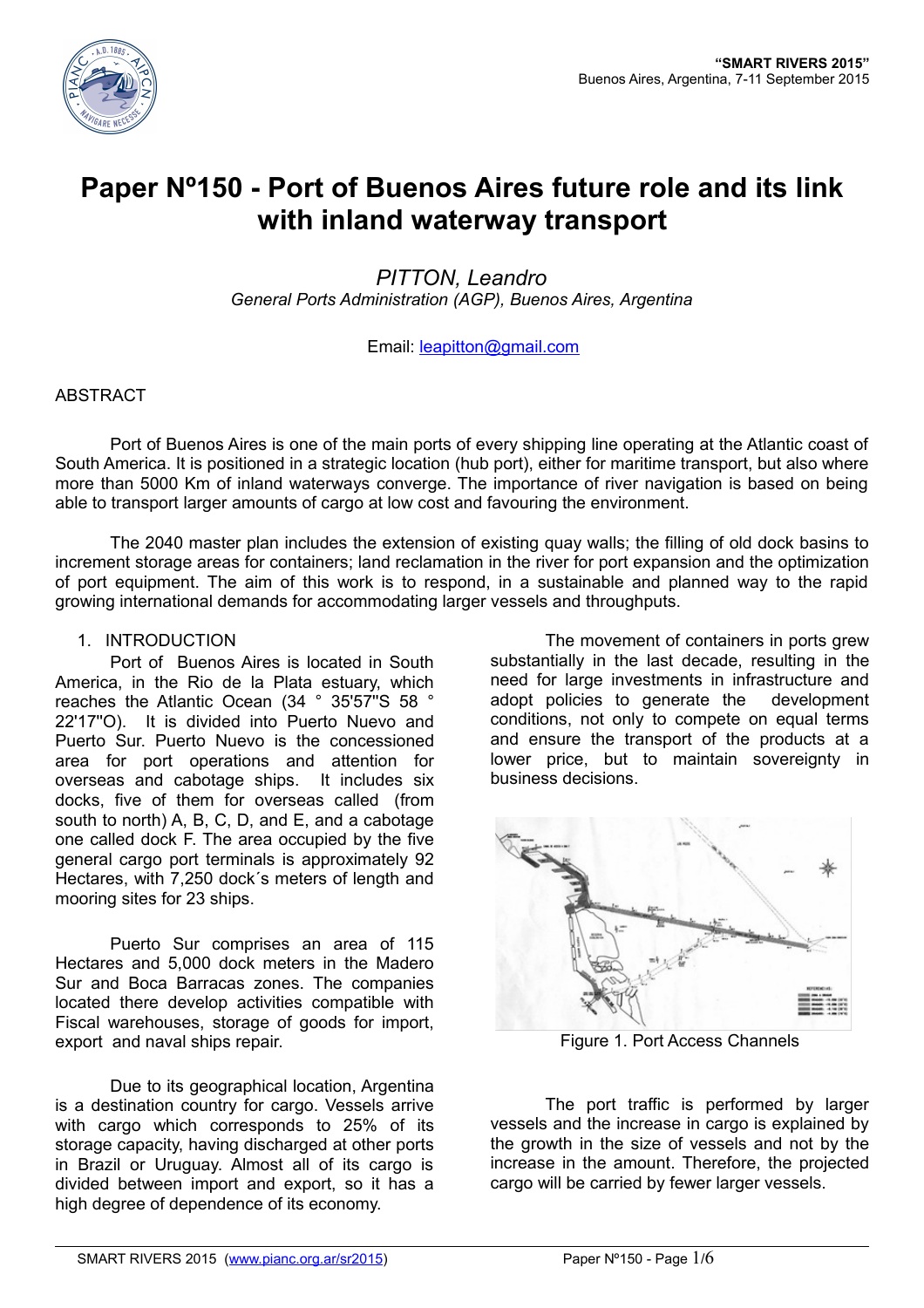# Paper Nº150 - Port of Buenos Aires future role and its link with inland waterway transport

*PITTON, Leandro*

*General Ports Administration (AGP), Buenos Aires, Argentina*

Email: leapitton@gmail.com

ABSTRACT

Port of Buenos Aires is one of the main ports of every shipping line operating at the Atlantic coast of South America. It is positioned in a strategic location (hub port), either for maritime transport, but also where more than 5000 Km of inland waterways converge. The importance of river navigation is based on being able to transport larger amounts of cargo at low cost and favouring the environment.

The 2040 master plan includes the extension of existing quay walls; the filling of old dock basins to increment storage areas for containers; land reclamation in the river for port expansion and the optimization of port equipment. The aim of this work is to respond, in a sustainable and planned way to the rapid growing international demands for accommodating larger vessels and throughputs.

## 1. INTRODUCTION

Port of Buenos Aires is located in South America, in the Rio de la Plata estuary, which reaches the Atlantic Ocean (34 ° 35'57''S 58 ° 22'17''O). It is divided into Puerto Nuevo and Puerto Sur. Puerto Nuevo is the concessioned area for port operations and attention for overseas and cabotage ships. It includes six docks, five of them for overseas called (from south to north) A, B, C, D, and E, and a cabotage one called dock F. The area occupied by the five general cargo port terminals is approximately 92 Hectares, with 7,250 dock´s meters of length and mooring sites for 23 ships.

Puerto Sur comprises an area of 115 Hectares and 5,000 dock meters in the Madero Sur and Boca Barracas zones. The companies located there develop activities compatible with Fiscal warehouses, storage of goods for import, export and naval ships repair.

Due to its geographical location, Argentina is a destination country for cargo. Vessels arrive with cargo which corresponds to 25% of its storage capacity, having discharged at other ports in Brazil or Uruguay. Almost all of its cargo is divided between import and export, so it has a high degree of dependence of its economy.

The movement of containers in ports grew substantially in the last decade, resulting in the need for large investments in infrastructure and adopt policies to generate the development conditions, not only to compete on equal terms and ensure the transport of the products at a lower price, but to maintain sovereignty in business decisions.

Figure 1. Port Access Channels

The port traffic is performed by larger vessels and the increase in cargo is explained by the growth in the size of vessels and not by the increase in the amount. Therefore, the projected cargo will be carried by fewer larger vessels.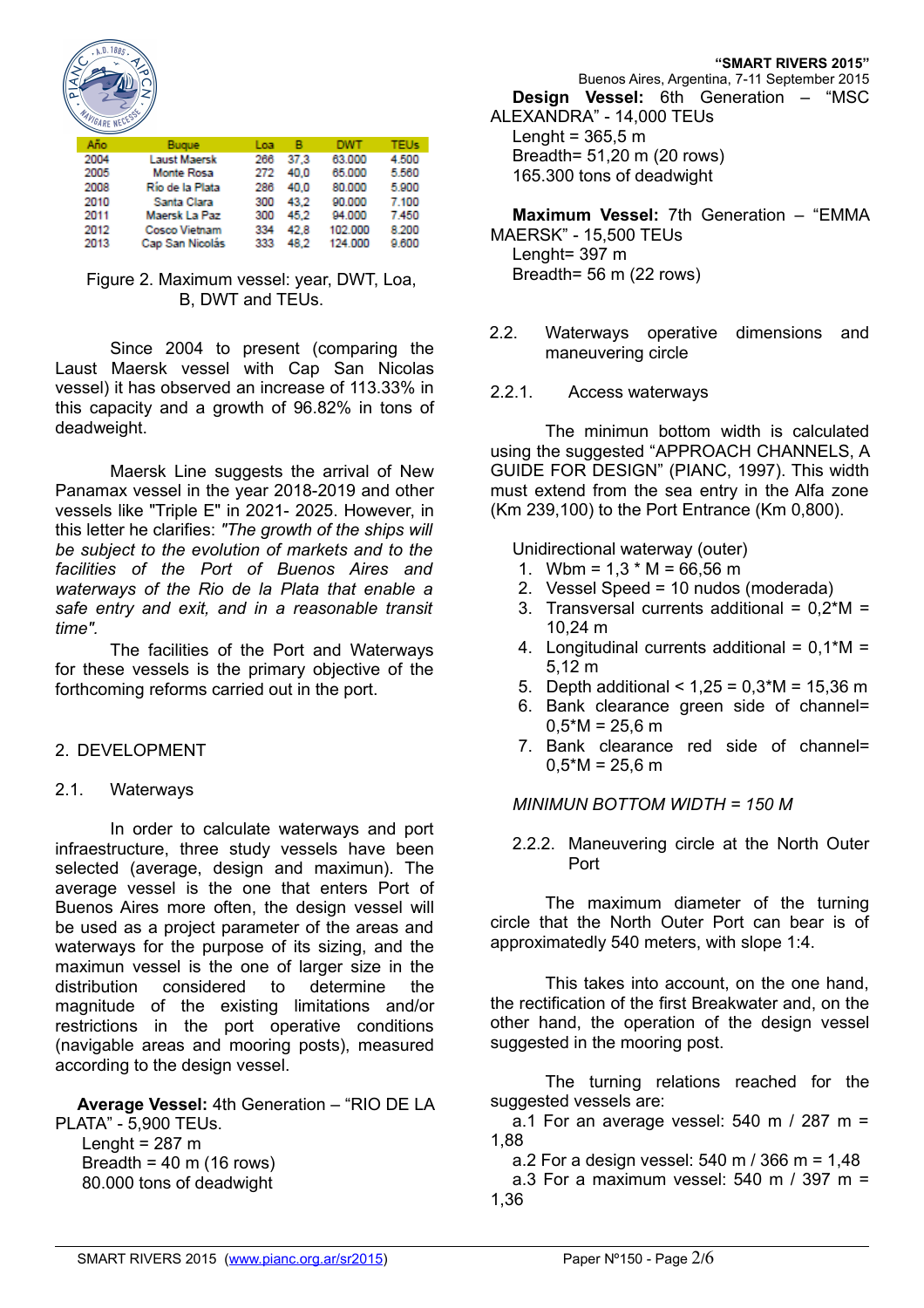| Año | Buque | Loa | B | DWT | TEUs |
|---|---|---|---|---|---|
| 2004 | Laust Maersk | 266 | 37,3 | 63.000 | 4.500 |
| 2005 | Monte Rosa | 272 | 40,0 | 65.000 | 5.560 |
| 2008 | Río de la Plata | 286 | 40,0 | 80.000 | 5.900 |
| 2010 | Santa Clara | 300 | 43,2 | 90.000 | 7.100 |
| 2011 | Maersk La Paz | 300 | 45,2 | 94.000 | 7.450 |
| 2012 | Cosco Vietnam | 334 | 42,8 | 102.000 | 8.200 |
| 2013 | Cap San Nicolás | 333 | 48,2 | 124.000 | 9.600 |

Figure 2. Maximum vessel: year, DWT, Loa, B, DWT and TEUs.

Since 2004 to present (comparing the Laust Maersk vessel with Cap San Nicolas vessel) it has observed an increase of 113.33% in this capacity and a growth of 96.82% in tons of deadweight.

Maersk Line suggests the arrival of New Panamax vessel in the year 2018-2019 and other vessels like "Triple E" in 2021- 2025. However, in this letter he clarifies: *"The growth of the ships will be subject to the evolution of markets and to the facilities of the Port of Buenos Aires and waterways of the Rio de la Plata that enable a safe entry and exit, and in a reasonable transit time".*

The facilities of the Port and Waterways for these vessels is the primary objective of the forthcoming reforms carried out in the port.

## 2. DEVELOPMENT

### 2.1. Waterways

In order to calculate waterways and port infraestructure, three study vessels have been selected (average, design and maximun). The average vessel is the one that enters Port of Buenos Aires more often, the design vessel will be used as a project parameter of the areas and waterways for the purpose of its sizing, and the maximun vessel is the one of larger size in the distribution considered to determine the magnitude of the existing limitations and/or restrictions in the port operative conditions (navigable areas and mooring posts), measured according to the design vessel.

**Average Vessel:** 4th Generation – "RIO DE LA PLATA" - 5,900 TEUs.
Lenght = 287 m
Breadth = 40 m (16 rows)
80.000 tons of deadweight

**Design Vessel:** 6th Generation – "MSC ALEXANDRA" - 14,000 TEUs
Lenght = 365,5 m
Breadth= 51,20 m (20 rows)
165.300 tons of deadweight

**Maximum Vessel:** 7th Generation – "EMMA MAERSK" - 15,500 TEUs
Lenght= 397 m
Breadth= 56 m (22 rows)

### 2.2. Waterways operative dimensions and maneuvering circle

#### 2.2.1. Access waterways

The minimun bottom width is calculated using the suggested "APPROACH CHANNELS, A GUIDE FOR DESIGN" (PIANC, 1997). This width must extend from the sea entry in the Alfa zone (Km 239,100) to the Port Entrance (Km 0,800).

Unidirectional waterway (outer)

1. Wbm = 1,3 * M = 66,56 m
2. Vessel Speed = 10 nudos (moderada)
3. Transversal currents additional = 0,2*M = 10,24 m
4. Longitudinal currents additional = 0,1*M = 5,12 m
5. Depth additional < 1,25 = 0,3*M = 15,36 m
6. Bank clearance green side of channel= 0,5*M = 25,6 m
7. Bank clearance red side of channel= 0,5*M = 25,6 m

*MINIMUN BOTTOM WIDTH = 150 M*

#### 2.2.2. Maneuvering circle at the North Outer Port

The maximum diameter of the turning circle that the North Outer Port can bear is of approximatedly 540 meters, with slope 1:4.

This takes into account, on the one hand, the rectification of the first Breakwater and, on the other hand, the operation of the design vessel suggested in the mooring post.

The turning relations reached for the suggested vessels are:

a.1 For an average vessel: 540 m / 287 m = 1,88

a.2 For a design vessel: 540 m / 366 m = 1,48

a.3 For a maximum vessel: 540 m / 397 m = 1,36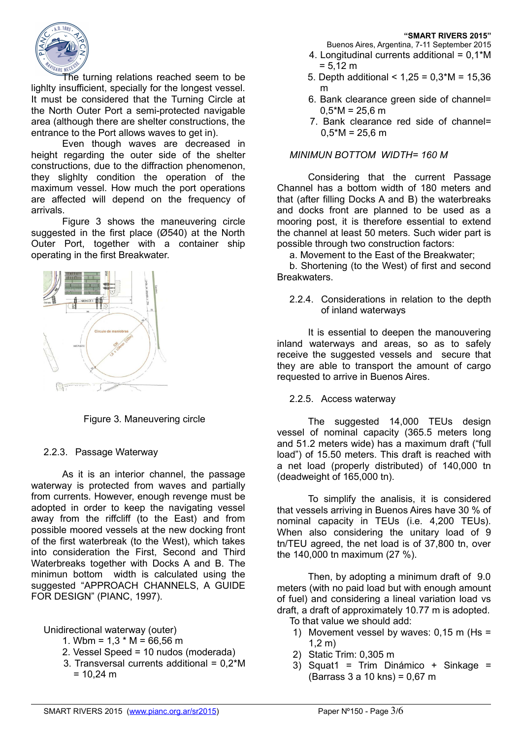The turning relations reached seem to be lighlty insufficient, specially for the longest vessel. It must be considered that the Turning Circle at the North Outer Port a semi-protected navigable area (although there are shelter constructions, the entrance to the Port allows waves to get in).

Even though waves are decreased in height regarding the outer side of the shelter constructions, due to the diffraction phenomenon, they slighlty condition the operation of the maximum vessel. How much the port operations are affected will depend on the frequency of arrivals.

Figure 3 shows the maneuvering circle suggested in the first place (Ø540) at the North Outer Port, together with a container ship operating in the first Breakwater.

Figure 3. Maneuvering circle

### 2.2.3. Passage Waterway

As it is an interior channel, the passage waterway is protected from waves and partially from currents. However, enough revenge must be adopted in order to keep the navigating vessel away from the riffcliff (to the East) and from possible moored vessels at the new docking front of the first waterbreak (to the West), which takes into consideration the First, Second and Third Waterbreaks together with Docks A and B. The minimun bottom width is calculated using the suggested "APPROACH CHANNELS, A GUIDE FOR DESIGN" (PIANC, 1997).

Unidirectional waterway (outer)

1. Wbm = 1,3 * M = 66,56 m
2. Vessel Speed = 10 nudos (moderada)
3. Transversal currents additional = 0,2*M = 10,24 m
4. Longitudinal currents additional = 0,1*M = 5,12 m
5. Depth additional < 1,25 = 0,3*M = 15,36 m
6. Bank clearance green side of channel= 0,5*M = 25,6 m
7. Bank clearance red side of channel= 0,5*M = 25,6 m

*MINIMUN BOTTOM WIDTH= 160 M*

Considering that the current Passage Channel has a bottom width of 180 meters and that (after filling Docks A and B) the waterbreaks and docks front are planned to be used as a mooring post, it is therefore essential to extend the channel at least 50 meters. Such wider part is possible through two construction factors:

a. Movement to the East of the Breakwater;

b. Shortening (to the West) of first and second Breakwaters.

### 2.2.4. Considerations in relation to the depth of inland waterways

It is essential to deepen the manouvering inland waterways and areas, so as to safely receive the suggested vessels and secure that they are able to transport the amount of cargo requested to arrive in Buenos Aires.

### 2.2.5. Access waterway

The suggested 14,000 TEUs design vessel of nominal capacity (365.5 meters long and 51.2 meters wide) has a maximum draft ("full load") of 15.50 meters. This draft is reached with a net load (properly distributed) of 140,000 tn (deadweight of 165,000 tn).

To simplify the analisis, it is considered that vessels arriving in Buenos Aires have 30 % of nominal capacity in TEUs (i.e. 4,200 TEUs). When also considering the unitary load of 9 tn/TEU agreed, the net load is of 37,800 tn, over the 140,000 tn maximum (27 %).

Then, by adopting a minimum draft of 9.0 meters (with no paid load but with enough amount of fuel) and considering a lineal variation load vs draft, a draft of approximately 10.77 m is adopted.

To that value we should add:

1) Movement vessel by waves: 0,15 m (Hs = 1,2 m)
2) Static Trim: 0,305 m
3) Squat1 = Trim Dinámico + Sinkage = (Barrass 3 a 10 kns) = 0,67 m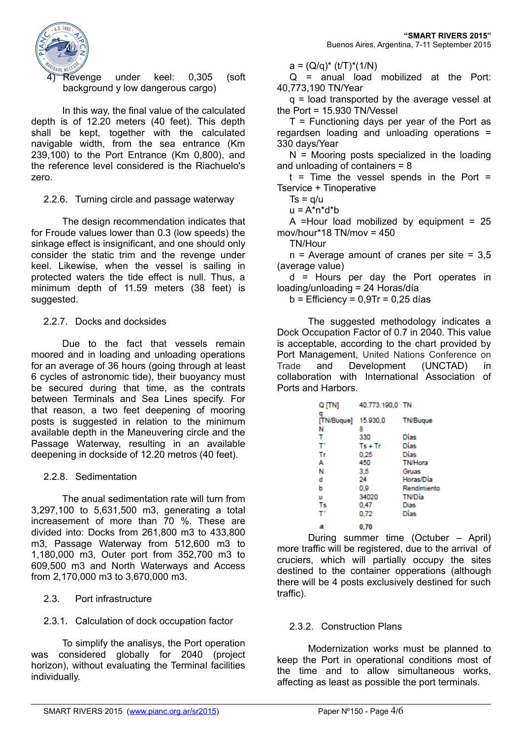4) Revenge under keel: 0,305 (soft background y low dangerous cargo)

In this way, the final value of the calculated depth is of 12.20 meters (40 feet). This depth shall be kept, together with the calculated navigable width, from the sea entrance (Km 239,100) to the Port Entrance (Km 0,800), and the reference level considered is the Riachuelo's zero.

### 2.2.6. Turning circle and passage waterway

The design recommendation indicates that for Froude values lower than 0.3 (low speeds) the sinkage effect is insignificant, and one should only consider the static trim and the revenge under keel. Likewise, when the vessel is sailing in protected waters the tide effect is null. Thus, a minimum depth of 11.59 meters (38 feet) is suggested.

### 2.2.7. Docks and docksides

Due to the fact that vessels remain moored and in loading and unloading operations for an average of 36 hours (going through at least 6 cycles of astronomic tide), their buoyancy must be secured during that time, as the contrats between Terminals and Sea Lines specify. For that reason, a two feet deepening of mooring posts is suggested in relation to the minimum available depth in the Maneuvering circle and the Passage Waterway, resulting in an available deepening in dockside of 12.20 metros (40 feet).

### 2.2.8. Sedimentation

The anual sedimentation rate will turn from 3,297,100 to 5,631,500 m3, generating a total increasement of more than 70 %. These are divided into: Docks from 261,800 m3 to 433,800 m3, Passage Waterway from 512,600 m3 to 1,180,000 m3, Outer port from 352,700 m3 to 609,500 m3 and North Waterways and Access from 2,170,000 m3 to 3,670,000 m3.

## 2.3. Port infrastructure

### 2.3.1. Calculation of dock occupation factor

To simplify the analisys, the Port operation was considered globally for 2040 (project horizon), without evaluating the Terminal facilities individually.

$a = (Q/q)^* (t/T)^*(1/N)$

Q = anual load mobilized at the Port: 40,773,190 TN/Year

q = load transported by the average vessel at the Port = 15.930 TN/Vessel

T = Functioning days per year of the Port as regardsen loading and unloading operations = 330 days/Year

N = Mooring posts specialized in the loading and unloading of containers = 8

t = Time the vessel spends in the Port = Tservice + Tinoperative

$Ts = q/u$

$u = A^*n^*d^*b$

A =Hour load mobilized by equipment = 25 mov/hour*18 TN/mov = 450 TN/Hour

n = Average amount of cranes per site = 3,5 (average value)

d = Hours per day the Port operates in loading/unloading = 24 Horas/día

b = Efficiency = 0,9Tr = 0,25 días

The suggested methodology indicates a Dock Occupation Factor of 0.7 in 2040. This value is acceptable, according to the chart provided by Port Management, United Nations Conference on Trade and Development (UNCTAD) in collaboration with International Association of Ports and Harbors.

| | | |
|---|---|---|
| Q [TN] | 40.773.190,0 | TN |
| q [TN/Buque] | 15.930,0 | TN/Buque |
| N | 8 | |
| T | 330 | Días |
| T' | Ts + Tr | Días |
| Tr | 0,25 | Días |
| A | 450 | TN/Hora |
| N | 3,5 | Gruas |
| d | 24 | Horas/Día |
| b | 0,9 | Rendimiento |
| u | 34020 | TN/Día |
| Ts | 0,47 | Días |
| T' | 0,72 | Días |
| a | 0,70 | |

During summer time (Octuber – April) more traffic will be registered, due to the arrival of cruciers, which will partially occupy the sites destined to the container opperations (although there will be 4 posts exclusively destined for such traffic).

### 2.3.2. Construction Plans

Modernization works must be planned to keep the Port in operational conditions most of the time and to allow simultaneous works, affecting as least as possible the port terminals.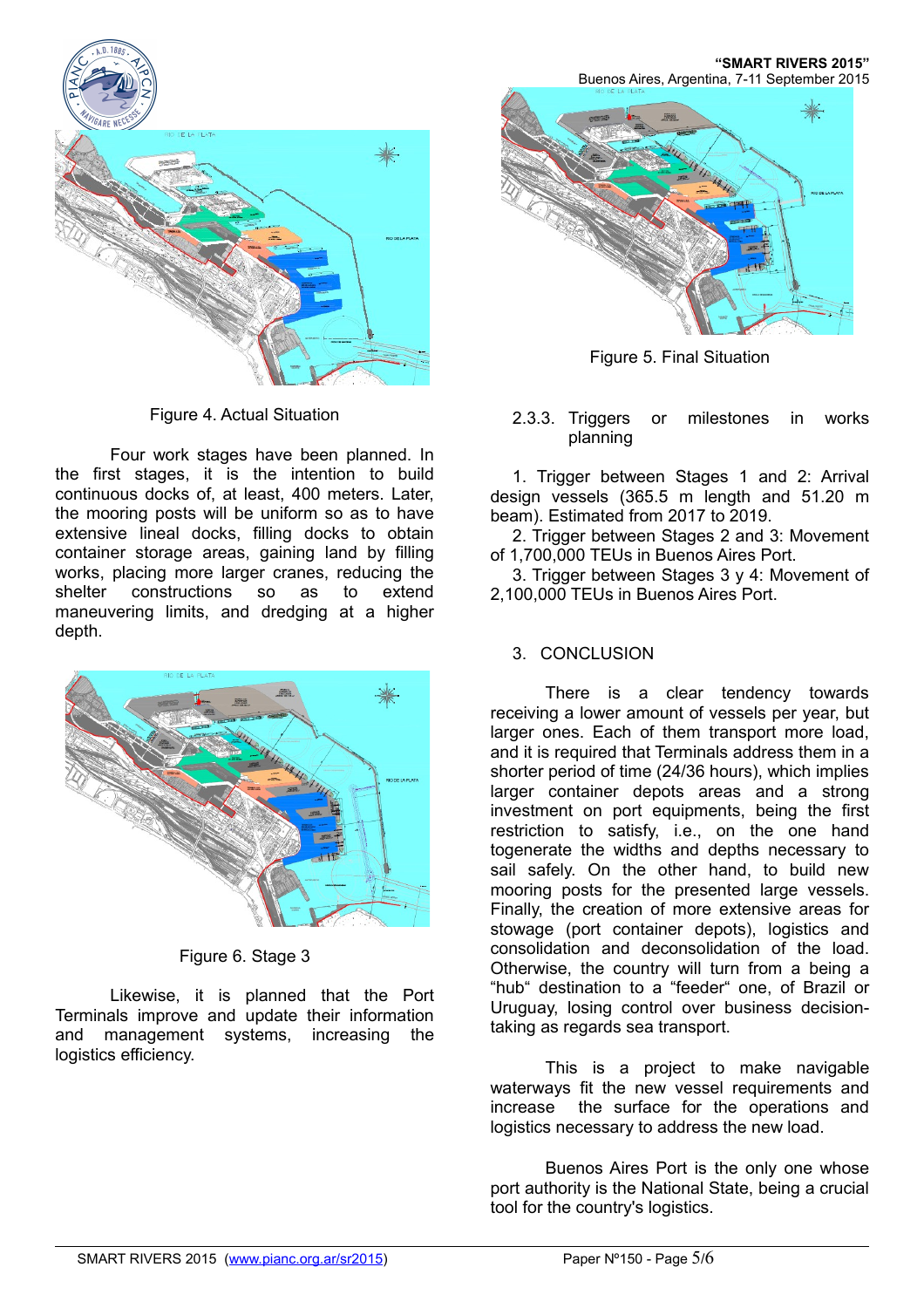Figure 4. Actual Situation

Four work stages have been planned. In the first stages, it is the intention to build continuous docks of, at least, 400 meters. Later, the mooring posts will be uniform so as to have extensive lineal docks, filling docks to obtain container storage areas, gaining land by filling works, placing more larger cranes, reducing the shelter constructions so as to extend maneuvering limits, and dredging at a higher depth.

Figure 6. Stage 3

Likewise, it is planned that the Port Terminals improve and update their information and management systems, increasing the logistics efficiency.

Figure 5. Final Situation

### 2.3.3. Triggers or milestones in works planning

1. Trigger between Stages 1 and 2: Arrival design vessels (365.5 m length and 51.20 m beam). Estimated from 2017 to 2019.
2. Trigger between Stages 2 and 3: Movement of 1,700,000 TEUs in Buenos Aires Port.
3. Trigger between Stages 3 y 4: Movement of 2,100,000 TEUs in Buenos Aires Port.

## 3. CONCLUSION

There is a clear tendency towards receiving a lower amount of vessels per year, but larger ones. Each of them transport more load, and it is required that Terminals address them in a shorter period of time (24/36 hours), which implies larger container depots areas and a strong investment on port equipments, being the first restriction to satisfy, i.e., on the one hand togenerate the widths and depths necessary to sail safely. On the other hand, to build new mooring posts for the presented large vessels. Finally, the creation of more extensive areas for stowage (port container depots), logistics and consolidation and deconsolidation of the load. Otherwise, the country will turn from a being a "hub" destination to a "feeder" one, of Brazil or Uruguay, losing control over business decision-taking as regards sea transport.

This is a project to make navigable waterways fit the new vessel requirements and increase the surface for the operations and logistics necessary to address the new load.

Buenos Aires Port is the only one whose port authority is the National State, being a crucial tool for the country's logistics.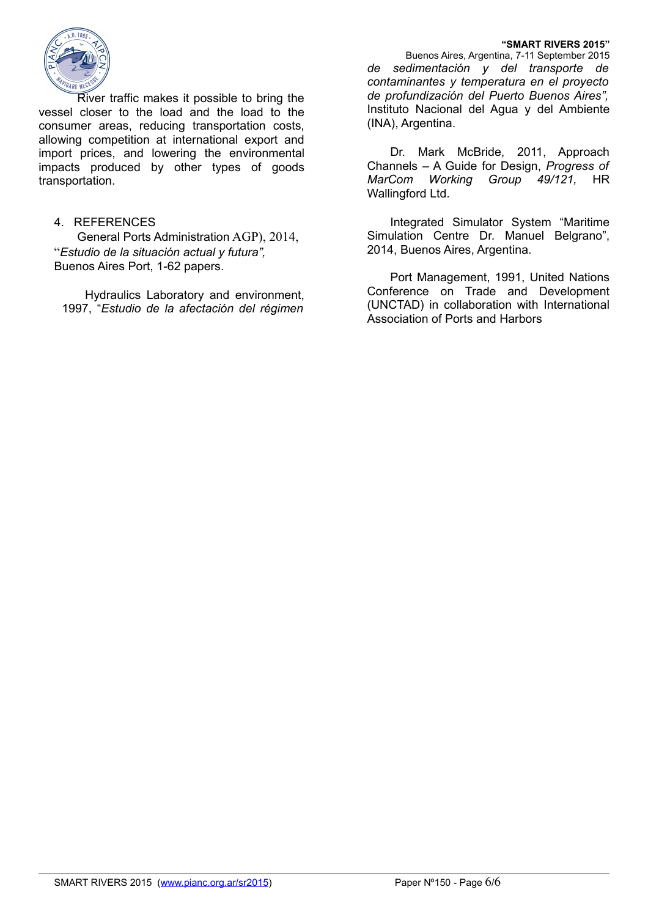River traffic makes it possible to bring the vessel closer to the load and the load to the consumer areas, reducing transportation costs, allowing competition at international export and import prices, and lowering the environmental impacts produced by other types of goods transportation.

## 4. REFERENCES

General Ports Administration AGP), 2014, "*Estudio de la situación actual y futura",* Buenos Aires Port, 1-62 papers.

Hydraulics Laboratory and environment, 1997, "*Estudio de la afectación del régimen de sedimentación y del transporte de contaminantes y temperatura en el proyecto de profundización del Puerto Buenos Aires",* Instituto Nacional del Agua y del Ambiente (INA), Argentina.

Dr. Mark McBride, 2011, Approach Channels – A Guide for Design, *Progress of MarCom Working Group 49/121,* HR Wallingford Ltd.

Integrated Simulator System "Maritime Simulation Centre Dr. Manuel Belgrano", 2014, Buenos Aires, Argentina.

Port Management, 1991, United Nations Conference on Trade and Development (UNCTAD) in collaboration with International Association of Ports and Harbors